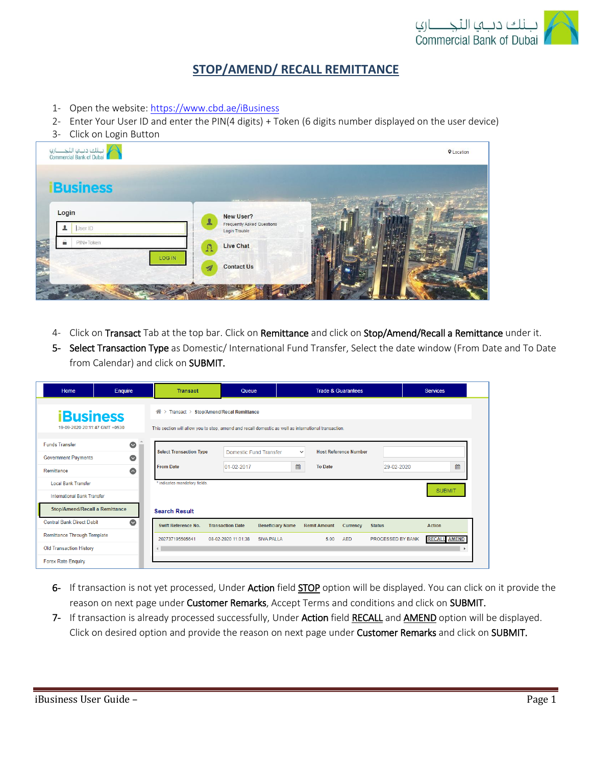# STOP/AMEND/ RECALL REMITTANCE

1- Open the website: https://www.cbd.ae/iBusiness
2- Enter Your User ID and enter the PIN(4 digits) + Token (6 digits number displayed on the user device)
3- Click on Login Button

4- Click on **Transact** Tab at the top bar. Click on **Remittance** and click on **Stop/Amend/Recall a Remittance** under it.
5- **Select Transaction Type** as Domestic/ International Fund Transfer, Select the date window (From Date and To Date from Calendar) and click on **SUBMIT.**

6- If transaction is not yet processed, Under **Action** field **STOP** option will be displayed. You can click on it provide the reason on next page under **Customer Remarks**, Accept Terms and conditions and click on **SUBMIT.**
7- If transaction is already processed successfully, Under **Action** field **RECALL** and **AMEND** option will be displayed. Click on desired option and provide the reason on next page under **Customer Remarks** and click on **SUBMIT.**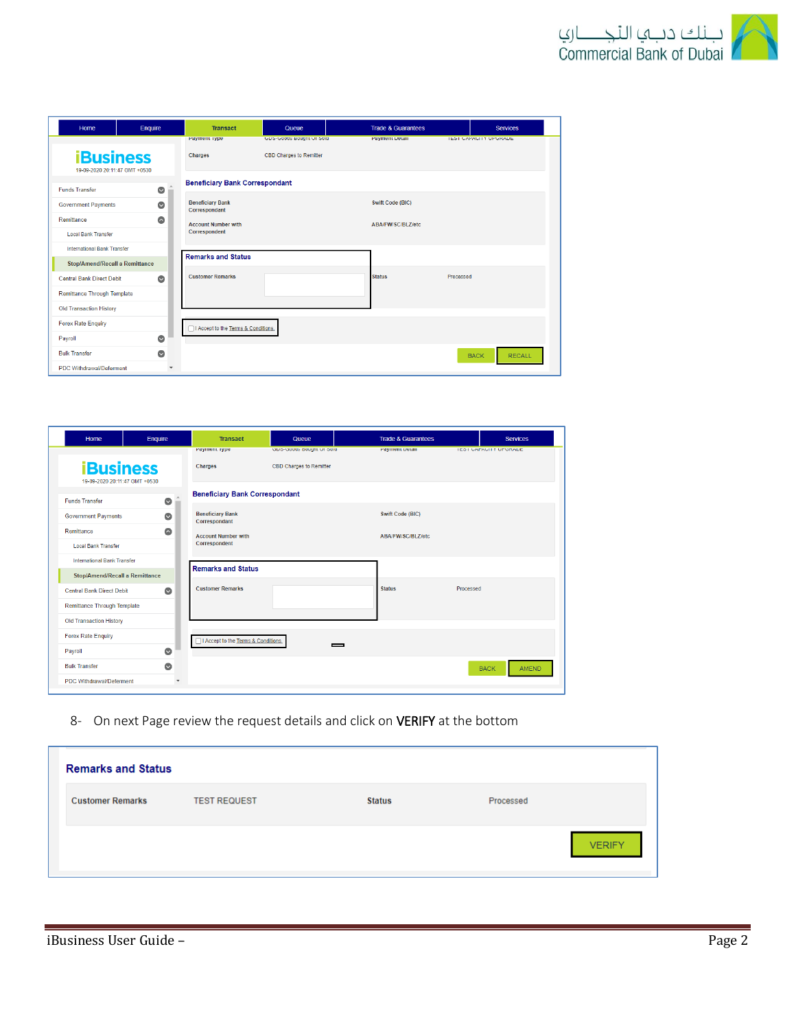| Home | Enquire | Transact | Queue | Trade & Guarantees | Services |
|---|---|---|---|---|---|

**iBusiness**
19-09-2020 20:11:47 GMT +0530

- Funds Transfer
- Government Payments
- Remittance
  - Local Bank Transfer
  - International Bank Transfer
  - Stop/Amend/Recall a Remittance
- Central Bank Direct Debit
- Remittance Through Template
- Old Transaction History
- Forex Rate Enquiry
- Payroll
- Bulk Transfer
- PDC Withdrawal/Deferment

| Payment Type | GDS-Goods Bought Or Sold | Payment Detail | TEST CAPACITY UPGRADE |
|---|---|---|---|
| Charges | CBD Charges to Remitter | | |

**Beneficiary Bank Correspondant**

| Beneficiary Bank Correspondant | | Swift Code (BIC) | |
|---|---|---|---|
| Account Number with Correspondent | | ABA/FW/SC/BLZ/etc | |

**Remarks and Status**

| Customer Remarks | | Status | Processed |
|---|---|---|---|

I Accept to the Terms & Conditions.

BACK | RECALL

| Home | Enquire | Transact | Queue | Trade & Guarantees | Services |
|---|---|---|---|---|---|

**iBusiness**
19-09-2020 20:11:47 GMT +0530

- Funds Transfer
- Government Payments
- Remittance
  - Local Bank Transfer
  - International Bank Transfer
  - Stop/Amend/Recall a Remittance
- Central Bank Direct Debit
- Remittance Through Template
- Old Transaction History
- Forex Rate Enquiry
- Payroll
- Bulk Transfer
- PDC Withdrawal/Deferment

| Payment Type | GDS-Goods Bought Or Sold | Payment Detail | TEST CAPACITY UPGRADE |
|---|---|---|---|
| Charges | CBD Charges to Remitter | | |

**Beneficiary Bank Correspondant**

| Beneficiary Bank Correspondant | | Swift Code (BIC) | |
|---|---|---|---|
| Account Number with Correspondent | | ABA/FW/SC/BLZ/etc | |

**Remarks and Status**

| Customer Remarks | | Status | Processed |
|---|---|---|---|

I Accept to the Terms & Conditions.

BACK | AMEND

8- On next Page review the request details and click on **VERIFY** at the bottom

**Remarks and Status**

| Customer Remarks | TEST REQUEST | Status | Processed |
|---|---|---|---|

VERIFY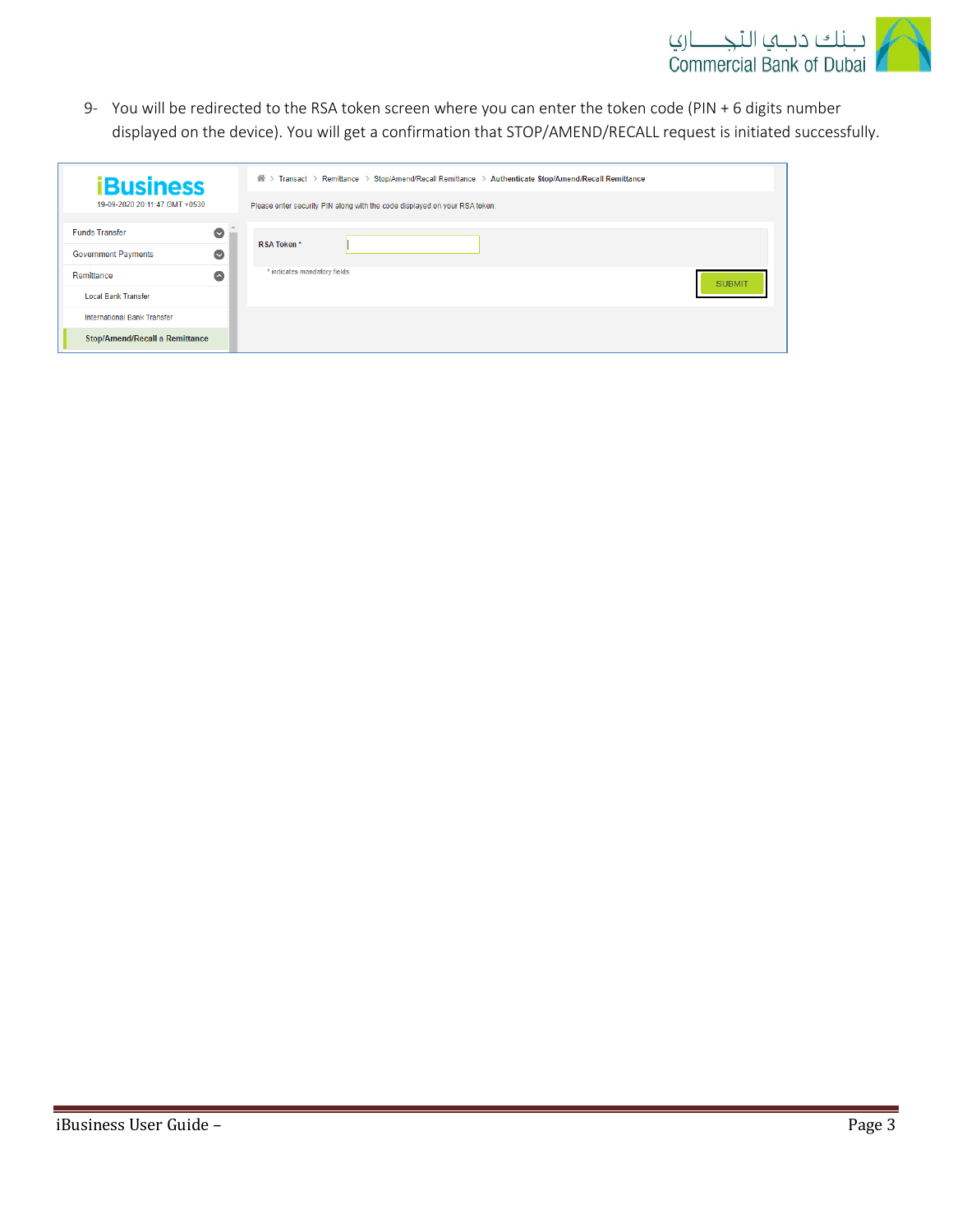9- You will be redirected to the RSA token screen where you can enter the token code (PIN + 6 digits number displayed on the device). You will get a confirmation that STOP/AMEND/RECALL request is initiated successfully.

iBusiness

19-09-2020 20:11:47 GMT +0530

Funds Transfer

Government Payments

Remittance

Local Bank Transfer

International Bank Transfer

Stop/Amend/Recall a Remittance

Transact > Remittance > Stop/Amend/Recall Remittance > Authenticate Stop/Amend/Recall Remittance

Please enter security PIN along with the code displayed on your RSA token:

RSA Token *

* indicates mandatory fields

SUBMIT